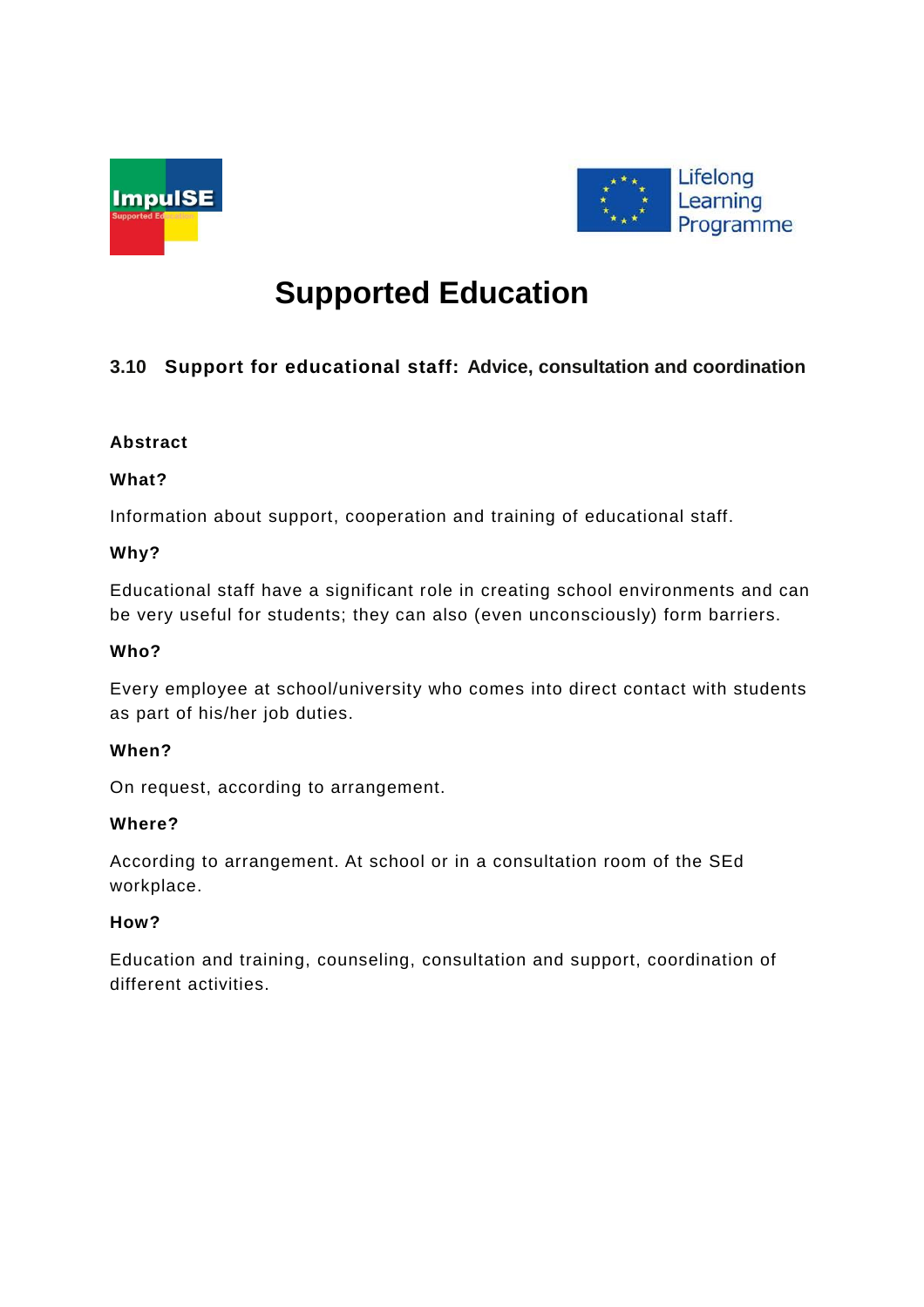# Supported Education

## 3.10 Support for educational staff: Advice, consultation and coordination

**Abstract**

**What?**

Information about support, cooperation and training of educational staff.

**Why?**

Educational staff have a significant role in creating school environments and can be very useful for students; they can also (even unconsciously) form barriers.

**Who?**

Every employee at school/university who comes into direct contact with students as part of his/her job duties.

**When?**

On request, according to arrangement.

**Where?**

According to arrangement. At school or in a consultation room of the SEd workplace.

**How?**

Education and training, counseling, consultation and support, coordination of different activities.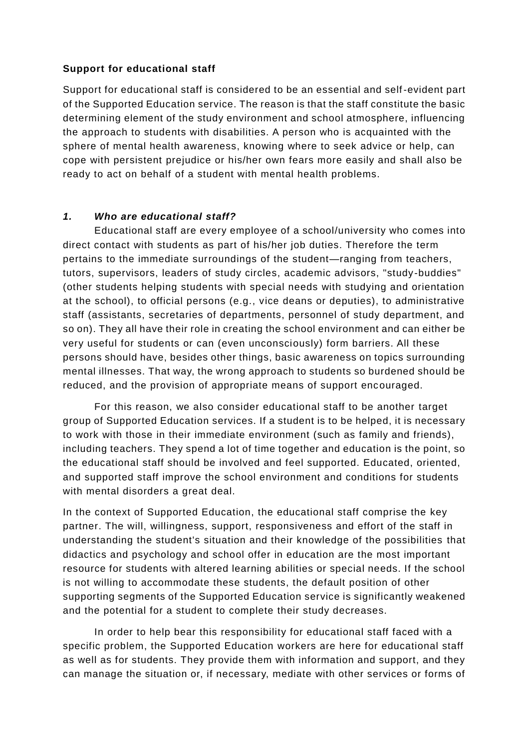**Support for educational staff**

Support for educational staff is considered to be an essential and self-evident part of the Supported Education service. The reason is that the staff constitute the basic determining element of the study environment and school atmosphere, influencing the approach to students with disabilities. A person who is acquainted with the sphere of mental health awareness, knowing where to seek advice or help, can cope with persistent prejudice or his/her own fears more easily and shall also be ready to act on behalf of a student with mental health problems.

***1. Who are educational staff?***

Educational staff are every employee of a school/university who comes into direct contact with students as part of his/her job duties. Therefore the term pertains to the immediate surroundings of the student—ranging from teachers, tutors, supervisors, leaders of study circles, academic advisors, "study-buddies" (other students helping students with special needs with studying and orientation at the school), to official persons (e.g., vice deans or deputies), to administrative staff (assistants, secretaries of departments, personnel of study department, and so on). They all have their role in creating the school environment and can either be very useful for students or can (even unconsciously) form barriers. All these persons should have, besides other things, basic awareness on topics surrounding mental illnesses. That way, the wrong approach to students so burdened should be reduced, and the provision of appropriate means of support encouraged.

For this reason, we also consider educational staff to be another target group of Supported Education services. If a student is to be helped, it is necessary to work with those in their immediate environment (such as family and friends), including teachers. They spend a lot of time together and education is the point, so the educational staff should be involved and feel supported. Educated, oriented, and supported staff improve the school environment and conditions for students with mental disorders a great deal.

In the context of Supported Education, the educational staff comprise the key partner. The will, willingness, support, responsiveness and effort of the staff in understanding the student's situation and their knowledge of the possibilities that didactics and psychology and school offer in education are the most important resource for students with altered learning abilities or special needs. If the school is not willing to accommodate these students, the default position of other supporting segments of the Supported Education service is significantly weakened and the potential for a student to complete their study decreases.

In order to help bear this responsibility for educational staff faced with a specific problem, the Supported Education workers are here for educational staff as well as for students. They provide them with information and support, and they can manage the situation or, if necessary, mediate with other services or forms of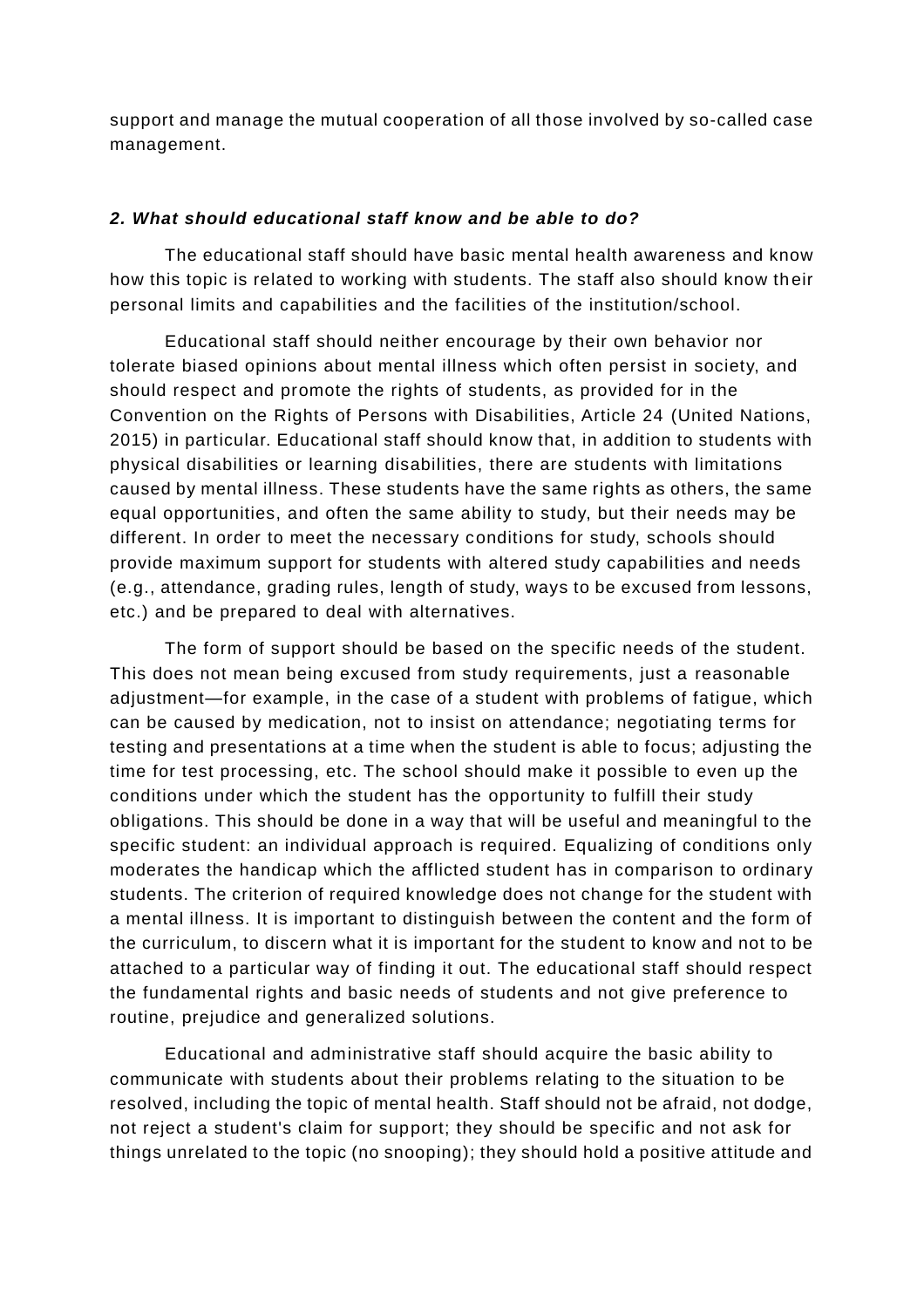support and manage the mutual cooperation of all those involved by so-called case management.

### *2. What should educational staff know and be able to do?*

The educational staff should have basic mental health awareness and know how this topic is related to working with students. The staff also should know their personal limits and capabilities and the facilities of the institution/school.

Educational staff should neither encourage by their own behavior nor tolerate biased opinions about mental illness which often persist in society, and should respect and promote the rights of students, as provided for in the Convention on the Rights of Persons with Disabilities, Article 24 (United Nations, 2015) in particular. Educational staff should know that, in addition to students with physical disabilities or learning disabilities, there are students with limitations caused by mental illness. These students have the same rights as others, the same equal opportunities, and often the same ability to study, but their needs may be different. In order to meet the necessary conditions for study, schools should provide maximum support for students with altered study capabilities and needs (e.g., attendance, grading rules, length of study, ways to be excused from lessons, etc.) and be prepared to deal with alternatives.

The form of support should be based on the specific needs of the student. This does not mean being excused from study requirements, just a reasonable adjustment—for example, in the case of a student with problems of fatigue, which can be caused by medication, not to insist on attendance; negotiating terms for testing and presentations at a time when the student is able to focus; adjusting the time for test processing, etc. The school should make it possible to even up the conditions under which the student has the opportunity to fulfill their study obligations. This should be done in a way that will be useful and meaningful to the specific student: an individual approach is required. Equalizing of conditions only moderates the handicap which the afflicted student has in comparison to ordinary students. The criterion of required knowledge does not change for the student with a mental illness. It is important to distinguish between the content and the form of the curriculum, to discern what it is important for the student to know and not to be attached to a particular way of finding it out. The educational staff should respect the fundamental rights and basic needs of students and not give preference to routine, prejudice and generalized solutions.

Educational and administrative staff should acquire the basic ability to communicate with students about their problems relating to the situation to be resolved, including the topic of mental health. Staff should not be afraid, not dodge, not reject a student's claim for support; they should be specific and not ask for things unrelated to the topic (no snooping); they should hold a positive attitude and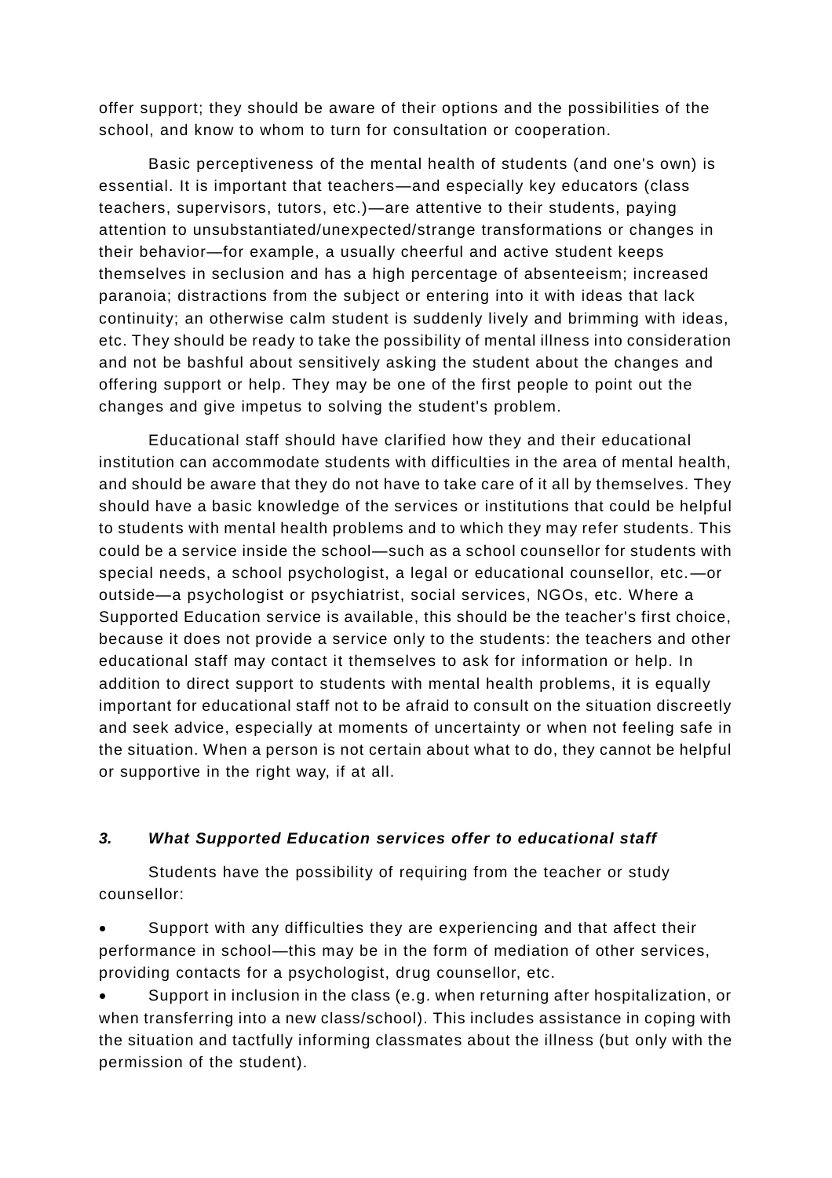offer support; they should be aware of their options and the possibilities of the school, and know to whom to turn for consultation or cooperation.

Basic perceptiveness of the mental health of students (and one's own) is essential. It is important that teachers—and especially key educators (class teachers, supervisors, tutors, etc.)—are attentive to their students, paying attention to unsubstantiated/unexpected/strange transformations or changes in their behavior—for example, a usually cheerful and active student keeps themselves in seclusion and has a high percentage of absenteeism; increased paranoia; distractions from the subject or entering into it with ideas that lack continuity; an otherwise calm student is suddenly lively and brimming with ideas, etc. They should be ready to take the possibility of mental illness into consideration and not be bashful about sensitively asking the student about the changes and offering support or help. They may be one of the first people to point out the changes and give impetus to solving the student's problem.

Educational staff should have clarified how they and their educational institution can accommodate students with difficulties in the area of mental health, and should be aware that they do not have to take care of it all by themselves. They should have a basic knowledge of the services or institutions that could be helpful to students with mental health problems and to which they may refer students. This could be a service inside the school—such as a school counsellor for students with special needs, a school psychologist, a legal or educational counsellor, etc.—or outside—a psychologist or psychiatrist, social services, NGOs, etc. Where a Supported Education service is available, this should be the teacher's first choice, because it does not provide a service only to the students: the teachers and other educational staff may contact it themselves to ask for information or help. In addition to direct support to students with mental health problems, it is equally important for educational staff not to be afraid to consult on the situation discreetly and seek advice, especially at moments of uncertainty or when not feeling safe in the situation. When a person is not certain about what to do, they cannot be helpful or supportive in the right way, if at all.

### ***3. What Supported Education services offer to educational staff***

Students have the possibility of requiring from the teacher or study counsellor:

- Support with any difficulties they are experiencing and that affect their performance in school—this may be in the form of mediation of other services, providing contacts for a psychologist, drug counsellor, etc.
- Support in inclusion in the class (e.g. when returning after hospitalization, or when transferring into a new class/school). This includes assistance in coping with the situation and tactfully informing classmates about the illness (but only with the permission of the student).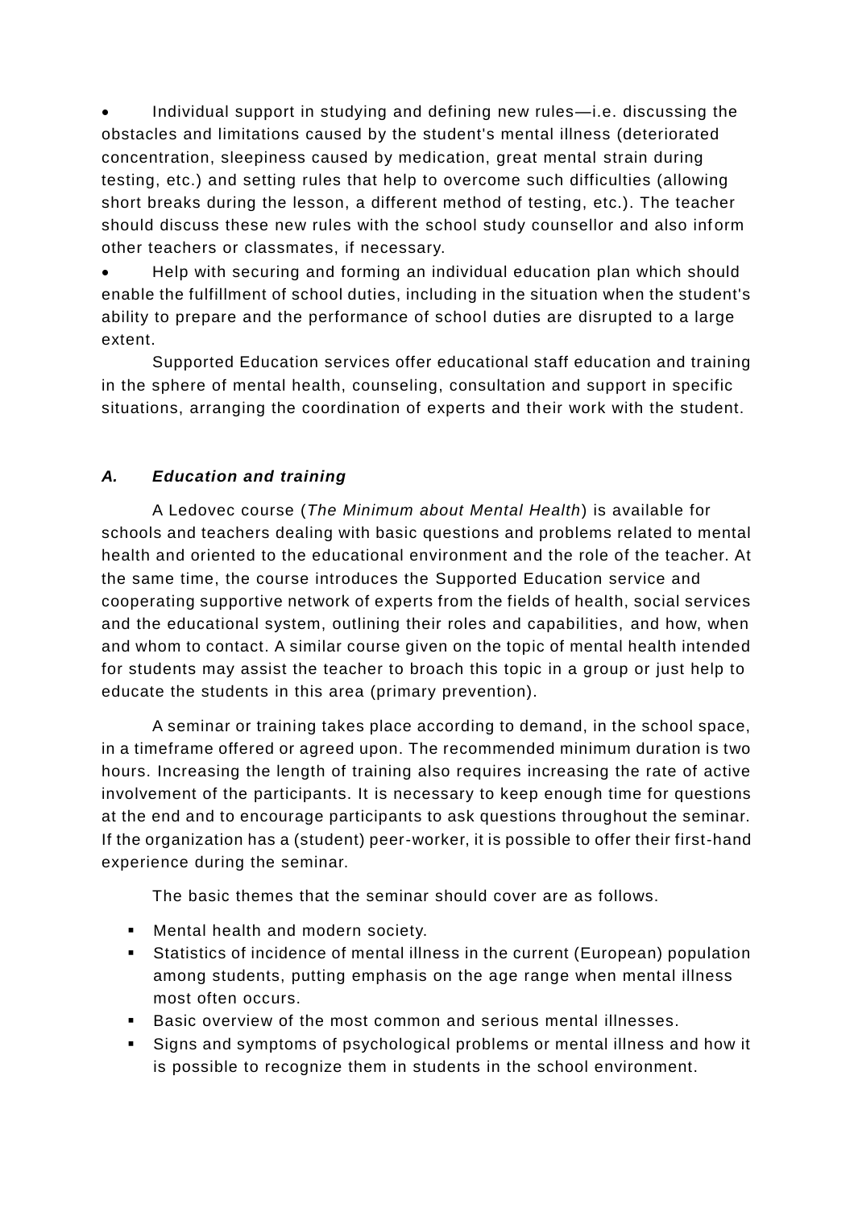- Individual support in studying and defining new rules—i.e. discussing the obstacles and limitations caused by the student's mental illness (deteriorated concentration, sleepiness caused by medication, great mental strain during testing, etc.) and setting rules that help to overcome such difficulties (allowing short breaks during the lesson, a different method of testing, etc.). The teacher should discuss these new rules with the school study counsellor and also inform other teachers or classmates, if necessary.
- Help with securing and forming an individual education plan which should enable the fulfillment of school duties, including in the situation when the student's ability to prepare and the performance of school duties are disrupted to a large extent.

Supported Education services offer educational staff education and training in the sphere of mental health, counseling, consultation and support in specific situations, arranging the coordination of experts and their work with the student.

### *A. Education and training*

A Ledovec course (*The Minimum about Mental Health*) is available for schools and teachers dealing with basic questions and problems related to mental health and oriented to the educational environment and the role of the teacher. At the same time, the course introduces the Supported Education service and cooperating supportive network of experts from the fields of health, social services and the educational system, outlining their roles and capabilities, and how, when and whom to contact. A similar course given on the topic of mental health intended for students may assist the teacher to broach this topic in a group or just help to educate the students in this area (primary prevention).

A seminar or training takes place according to demand, in the school space, in a timeframe offered or agreed upon. The recommended minimum duration is two hours. Increasing the length of training also requires increasing the rate of active involvement of the participants. It is necessary to keep enough time for questions at the end and to encourage participants to ask questions throughout the seminar. If the organization has a (student) peer-worker, it is possible to offer their first-hand experience during the seminar.

The basic themes that the seminar should cover are as follows.

- Mental health and modern society.
- Statistics of incidence of mental illness in the current (European) population among students, putting emphasis on the age range when mental illness most often occurs.
- Basic overview of the most common and serious mental illnesses.
- Signs and symptoms of psychological problems or mental illness and how it is possible to recognize them in students in the school environment.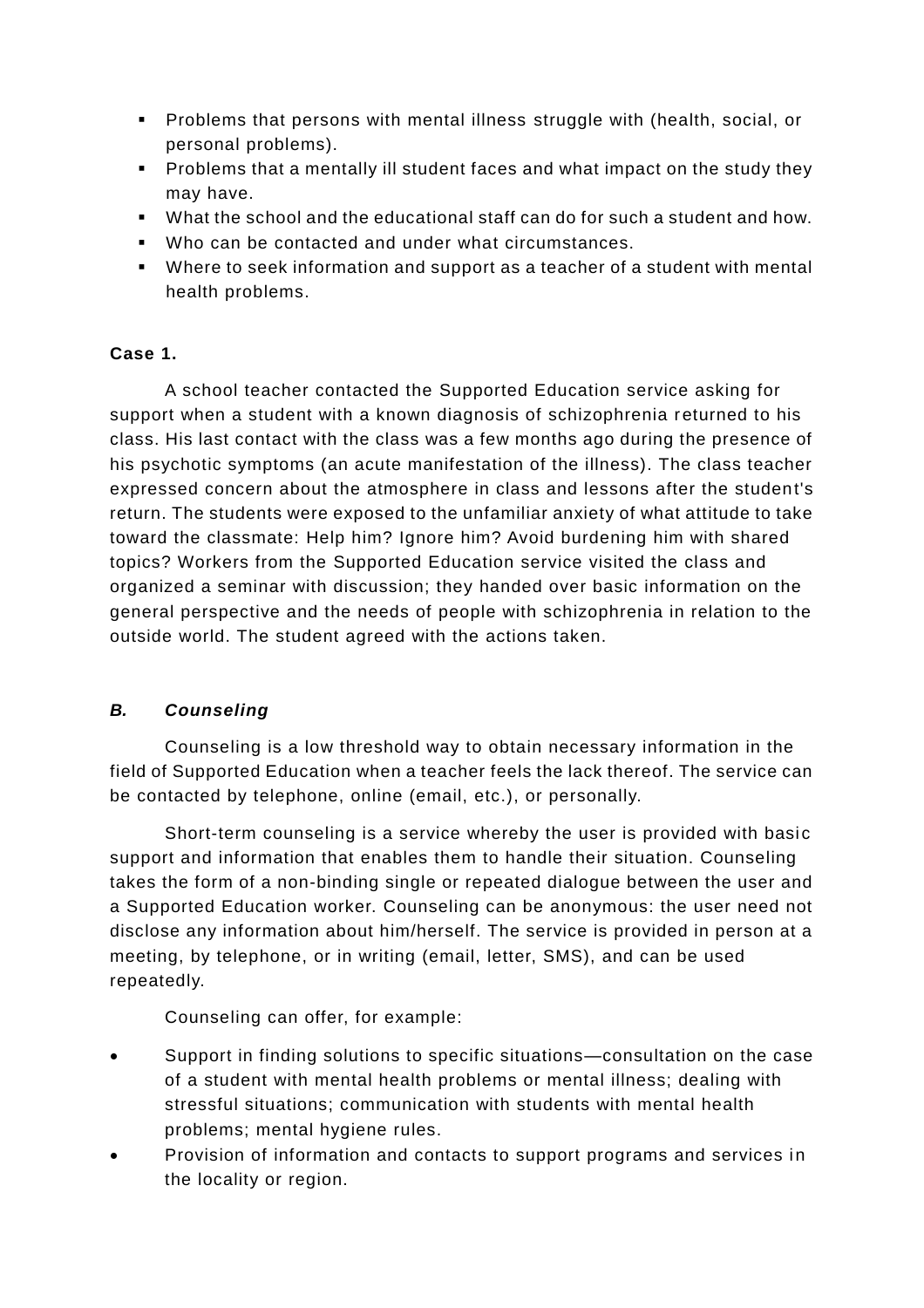- Problems that persons with mental illness struggle with (health, social, or personal problems).
- Problems that a mentally ill student faces and what impact on the study they may have.
- What the school and the educational staff can do for such a student and how.
- Who can be contacted and under what circumstances.
- Where to seek information and support as a teacher of a student with mental health problems.

**Case 1.**

A school teacher contacted the Supported Education service asking for support when a student with a known diagnosis of schizophrenia returned to his class. His last contact with the class was a few months ago during the presence of his psychotic symptoms (an acute manifestation of the illness). The class teacher expressed concern about the atmosphere in class and lessons after the student's return. The students were exposed to the unfamiliar anxiety of what attitude to take toward the classmate: Help him? Ignore him? Avoid burdening him with shared topics? Workers from the Supported Education service visited the class and organized a seminar with discussion; they handed over basic information on the general perspective and the needs of people with schizophrenia in relation to the outside world. The student agreed with the actions taken.

### ***B. Counseling***

Counseling is a low threshold way to obtain necessary information in the field of Supported Education when a teacher feels the lack thereof. The service can be contacted by telephone, online (email, etc.), or personally.

Short-term counseling is a service whereby the user is provided with basic support and information that enables them to handle their situation. Counseling takes the form of a non-binding single or repeated dialogue between the user and a Supported Education worker. Counseling can be anonymous: the user need not disclose any information about him/herself. The service is provided in person at a meeting, by telephone, or in writing (email, letter, SMS), and can be used repeatedly.

Counseling can offer, for example:

- Support in finding solutions to specific situations—consultation on the case of a student with mental health problems or mental illness; dealing with stressful situations; communication with students with mental health problems; mental hygiene rules.
- Provision of information and contacts to support programs and services in the locality or region.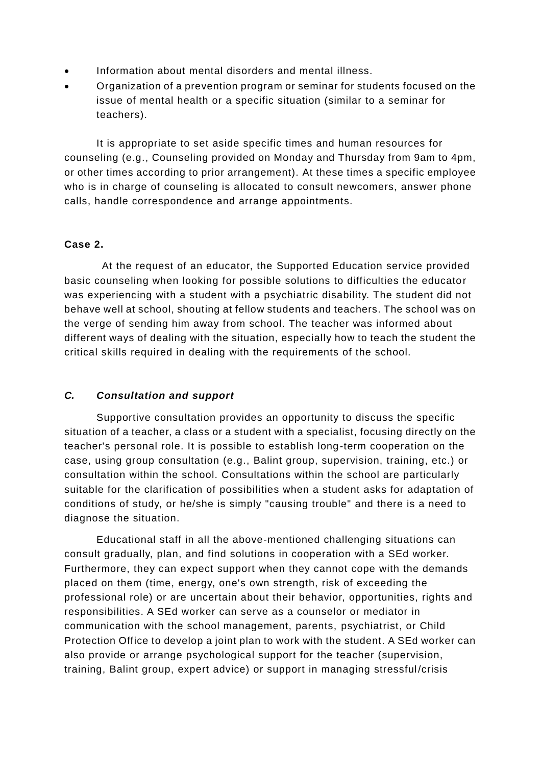- Information about mental disorders and mental illness.
- Organization of a prevention program or seminar for students focused on the issue of mental health or a specific situation (similar to a seminar for teachers).

It is appropriate to set aside specific times and human resources for counseling (e.g., Counseling provided on Monday and Thursday from 9am to 4pm, or other times according to prior arrangement). At these times a specific employee who is in charge of counseling is allocated to consult newcomers, answer phone calls, handle correspondence and arrange appointments.

**Case 2.**

At the request of an educator, the Supported Education service provided basic counseling when looking for possible solutions to difficulties the educator was experiencing with a student with a psychiatric disability. The student did not behave well at school, shouting at fellow students and teachers. The school was on the verge of sending him away from school. The teacher was informed about different ways of dealing with the situation, especially how to teach the student the critical skills required in dealing with the requirements of the school.

### *C. Consultation and support*

Supportive consultation provides an opportunity to discuss the specific situation of a teacher, a class or a student with a specialist, focusing directly on the teacher's personal role. It is possible to establish long-term cooperation on the case, using group consultation (e.g., Balint group, supervision, training, etc.) or consultation within the school. Consultations within the school are particularly suitable for the clarification of possibilities when a student asks for adaptation of conditions of study, or he/she is simply "causing trouble" and there is a need to diagnose the situation.

Educational staff in all the above-mentioned challenging situations can consult gradually, plan, and find solutions in cooperation with a SEd worker. Furthermore, they can expect support when they cannot cope with the demands placed on them (time, energy, one's own strength, risk of exceeding the professional role) or are uncertain about their behavior, opportunities, rights and responsibilities. A SEd worker can serve as a counselor or mediator in communication with the school management, parents, psychiatrist, or Child Protection Office to develop a joint plan to work with the student. A SEd worker can also provide or arrange psychological support for the teacher (supervision, training, Balint group, expert advice) or support in managing stressful/crisis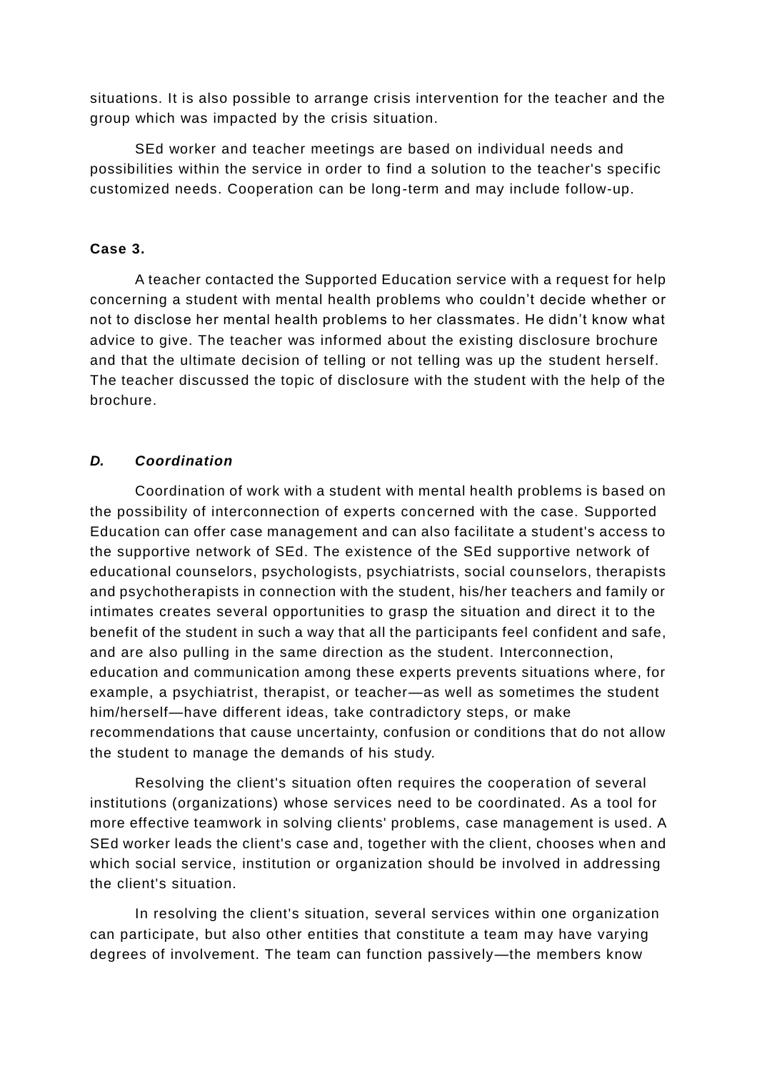situations. It is also possible to arrange crisis intervention for the teacher and the group which was impacted by the crisis situation.

SEd worker and teacher meetings are based on individual needs and possibilities within the service in order to find a solution to the teacher's specific customized needs. Cooperation can be long-term and may include follow-up.

**Case 3.**

A teacher contacted the Supported Education service with a request for help concerning a student with mental health problems who couldn't decide whether or not to disclose her mental health problems to her classmates. He didn't know what advice to give. The teacher was informed about the existing disclosure brochure and that the ultimate decision of telling or not telling was up the student herself. The teacher discussed the topic of disclosure with the student with the help of the brochure.

***D. Coordination***

Coordination of work with a student with mental health problems is based on the possibility of interconnection of experts concerned with the case. Supported Education can offer case management and can also facilitate a student's access to the supportive network of SEd. The existence of the SEd supportive network of educational counselors, psychologists, psychiatrists, social counselors, therapists and psychotherapists in connection with the student, his/her teachers and family or intimates creates several opportunities to grasp the situation and direct it to the benefit of the student in such a way that all the participants feel confident and safe, and are also pulling in the same direction as the student. Interconnection, education and communication among these experts prevents situations where, for example, a psychiatrist, therapist, or teacher—as well as sometimes the student him/herself—have different ideas, take contradictory steps, or make recommendations that cause uncertainty, confusion or conditions that do not allow the student to manage the demands of his study.

Resolving the client's situation often requires the cooperation of several institutions (organizations) whose services need to be coordinated. As a tool for more effective teamwork in solving clients' problems, case management is used. A SEd worker leads the client's case and, together with the client, chooses when and which social service, institution or organization should be involved in addressing the client's situation.

In resolving the client's situation, several services within one organization can participate, but also other entities that constitute a team may have varying degrees of involvement. The team can function passively—the members know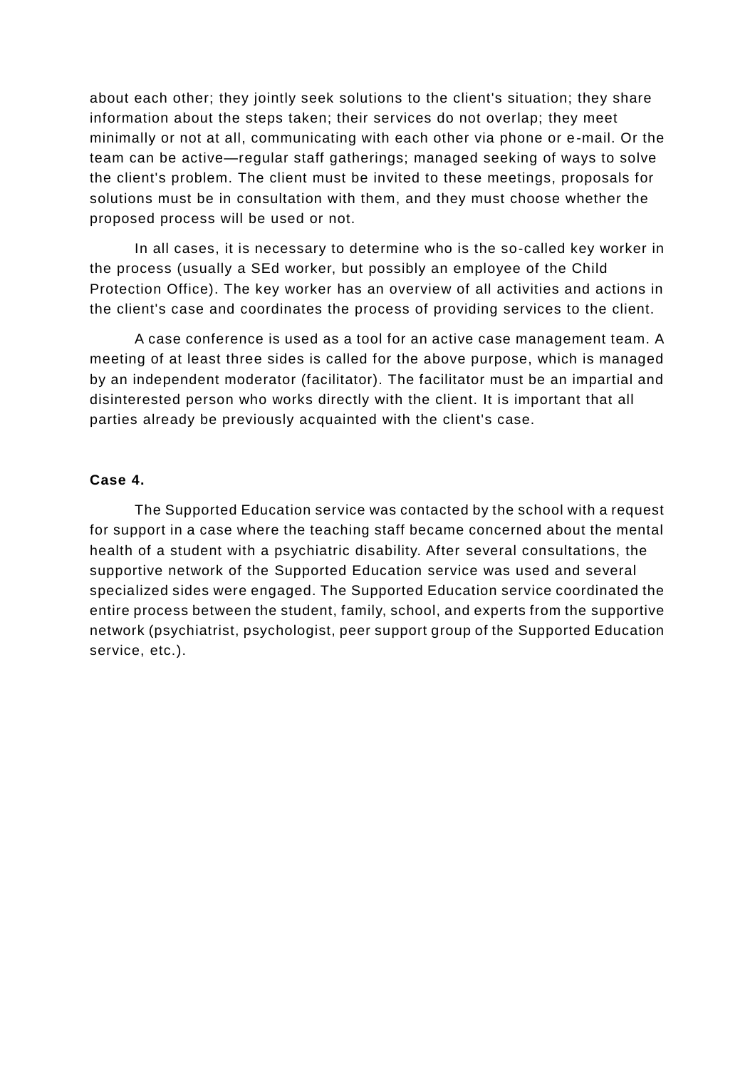about each other; they jointly seek solutions to the client's situation; they share information about the steps taken; their services do not overlap; they meet minimally or not at all, communicating with each other via phone or e-mail. Or the team can be active—regular staff gatherings; managed seeking of ways to solve the client's problem. The client must be invited to these meetings, proposals for solutions must be in consultation with them, and they must choose whether the proposed process will be used or not.

In all cases, it is necessary to determine who is the so-called key worker in the process (usually a SEd worker, but possibly an employee of the Child Protection Office). The key worker has an overview of all activities and actions in the client's case and coordinates the process of providing services to the client.

A case conference is used as a tool for an active case management team. A meeting of at least three sides is called for the above purpose, which is managed by an independent moderator (facilitator). The facilitator must be an impartial and disinterested person who works directly with the client. It is important that all parties already be previously acquainted with the client's case.

**Case 4.**

The Supported Education service was contacted by the school with a request for support in a case where the teaching staff became concerned about the mental health of a student with a psychiatric disability. After several consultations, the supportive network of the Supported Education service was used and several specialized sides were engaged. The Supported Education service coordinated the entire process between the student, family, school, and experts from the supportive network (psychiatrist, psychologist, peer support group of the Supported Education service, etc.).